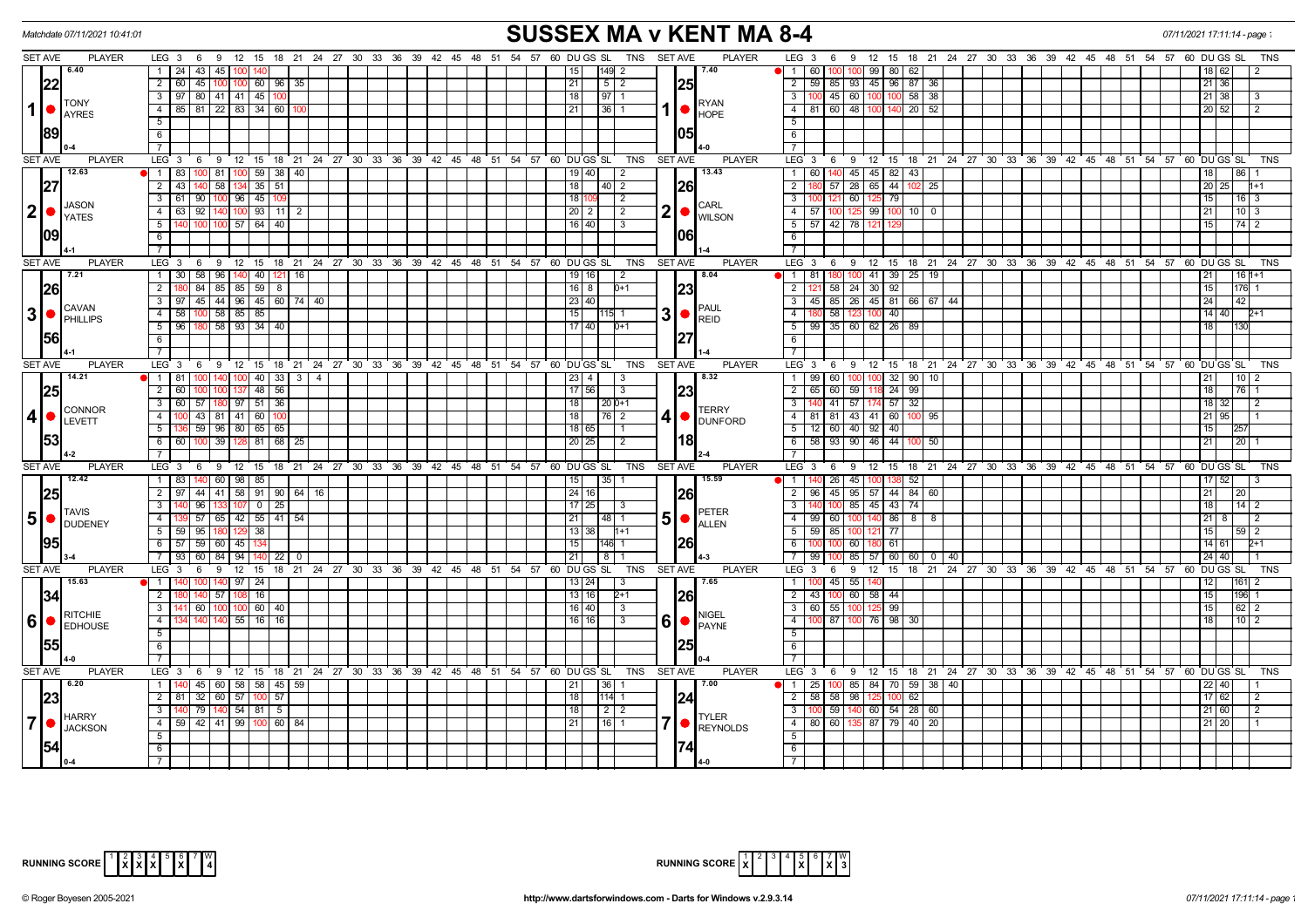Matchdate 07/11/2021 10:41:01

# SUSSEX MA v KENT MA 8-4

07/11/2021 17:11:14

| SET AVE | PLAYER | LEG | Scores | DU | GS | SL | TNS | SET AVE | PLAYER | LEG | Scores | DU | GS | SL | TNS |
|---|---|---|---|---|---|---|---|---|---|---|---|---|---|---|---|
| 6.40 / 22.89 | 1 TONY AYRES (0-4) | 1 | 24 43 45 100 140 | 15 | | 149 | 2 | 7.40 / 25.05 | 1 RYAN HOPE (4-0) | 1 | 60 100 100 99 80 62 | 18 | 62 | | 2 |
| | | 2 | 60 45 100 100 60 96 35 | 21 | | 5 | 2 | | | 2 | 59 85 93 45 96 87 36 | 21 | 36 | | |
| | | 3 | 97 80 41 41 45 100 | 18 | | 97 | 1 | | | 3 | 100 45 60 100 100 58 38 | 21 | 38 | | 3 |
| | | 4 | 85 81 22 83 34 60 100 | 21 | | 36 | 1 | | | 4 | 81 60 48 100 140 20 52 | 20 | 52 | | 2 |
| 12.63 / 27.09 | 2 JASON YATES (4-1) | 1 | 83 100 81 100 59 38 40 | 19 | 40 | | 2 | 13.43 / 26.06 | 2 CARL WILSON (1-4) | 1 | 60 140 45 45 82 43 | 18 | | 86 | 1 |
| | | 2 | 43 140 58 134 35 51 | 18 | | 40 | 2 | | | 2 | 180 57 28 65 44 102 25 | 20 | 25 | | 1+1 |
| | | 3 | 61 90 100 96 45 109 | 18 | 109 | | 2 | | | 3 | 100 121 60 125 79 | 15 | | 16 | 3 |
| | | 4 | 63 92 140 100 93 11 2 | 20 | 2 | | 2 | | | 4 | 57 100 125 99 100 10 0 | 21 | | 10 | 3 |
| | | 5 | 140 100 100 57 64 40 | 16 | 40 | | 3 | | | 5 | 57 42 78 121 129 | 15 | | 74 | 2 |
| 7.21 / 26.56 | 3 CAVAN PHILLIPS (4-1) | 1 | 30 58 96 140 40 121 16 | 19 | 16 | | 2 | 8.04 / 23.27 | 3 PAUL REID (1-4) | 1 | 81 180 100 41 39 25 19 | 21 | | 16 | 1+1 |
| | | 2 | 180 84 85 85 59 8 | 16 | 8 | | 0+1 | | | 2 | 121 58 24 30 92 | 15 | | 176 | 1 |
| | | 3 | 97 45 44 96 45 60 74 40 | 23 | 40 | | | | | 3 | 45 85 26 45 81 66 67 44 | 24 | | 42 | |
| | | 4 | 58 100 58 85 85 | 15 | | 115 | 1 | | | 4 | 180 58 123 100 40 | 14 | 40 | | 2+1 |
| | | 5 | 96 180 58 93 34 40 | 17 | 40 | | 0+1 | | | 5 | 99 35 60 62 26 89 | 18 | | 130 | |
| 14.21 / 25.53 | 4 CONNOR LEVETT (4-2) | 1 | 81 100 140 100 40 33 3 4 | 23 | 4 | | 3 | 8.32 / 23.18 | 4 TERRY DUNFORD (2-4) | 1 | 99 60 100 100 32 90 10 | 21 | | 10 | 2 |
| | | 2 | 60 100 100 137 48 56 | 17 | 56 | | 3 | | | 2 | 65 60 59 118 24 99 | 18 | | 76 | 1 |
| | | 3 | 60 57 180 97 51 36 | 18 | | 20 | 0+1 | | | 3 | 140 41 57 174 57 32 | 18 | 32 | | 2 |
| | | 4 | 100 43 81 41 60 100 | 18 | | 76 | 2 | | | 4 | 81 81 43 41 60 100 95 | 21 | 95 | | 1 |
| | | 5 | 136 59 96 80 65 65 | 18 | 65 | | 1 | | | 5 | 12 60 40 92 40 | 15 | | 257 | |
| | | 6 | 60 100 39 128 81 68 25 | 20 | 25 | | 2 | | | 6 | 58 93 90 46 44 100 50 | 21 | | 20 | 1 |
| 12.42 / 25.95 | 5 TAVIS DUDENEY (3-4) | 1 | 83 140 60 98 85 | 15 | | 35 | 1 | 15.59 / 26.26 | 5 PETER ALLEN (4-3) | 1 | 140 26 45 100 138 52 | 17 | 52 | | 3 |
| | | 2 | 97 44 41 58 91 90 64 16 | 24 | 16 | | | | | 2 | 96 45 95 57 44 84 60 | 21 | | 20 | |
| | | 3 | 140 96 133 107 0 25 | 17 | 25 | | 3 | | | 3 | 140 100 85 45 43 74 | 18 | | 14 | 2 |
| | | 4 | 139 57 65 42 55 41 54 | 21 | | 48 | 1 | | | 4 | 99 60 100 140 86 8 8 | 21 | 8 | | 2 |
| | | 5 | 59 95 180 129 38 | 13 | 38 | | 1+1 | | | 5 | 59 85 100 121 77 | 15 | | 59 | 2 |
| | | 6 | 57 59 60 45 134 | 15 | | 146 | 1 | | | 6 | 100 100 60 180 61 | 14 | 61 | | 2+1 |
| | | 7 | 93 60 84 94 140 22 0 | 21 | | 8 | 1 | | | 7 | 99 100 85 57 60 60 0 40 | 24 | 40 | | 1 |
| 15.63 / 34.55 | 6 RITCHIE EDHOUSE (4-0) | 1 | 140 100 140 97 24 | 13 | 24 | | 3 | 7.65 / 26.25 | 6 NIGEL PAYNE (0-4) | 1 | 100 45 55 140 | 12 | | 161 | 2 |
| | | 2 | 180 140 57 108 16 | 13 | 16 | | 2+1 | | | 2 | 43 100 60 58 44 | 15 | | 196 | 1 |
| | | 3 | 141 60 100 100 60 40 | 16 | 40 | | 3 | | | 3 | 60 55 100 125 99 | 15 | | 62 | 2 |
| | | 4 | 134 140 140 55 16 16 | 16 | 16 | | 3 | | | 4 | 100 87 100 76 98 30 | 18 | | 10 | 2 |
| 6.20 / 23.54 | 7 HARRY JACKSON (0-4) | 1 | 140 45 60 58 58 45 59 | 21 | | 36 | 1 | 7.00 / 24.74 | 7 TYLER REYNOLDS (4-0) | 1 | 25 100 85 84 70 59 38 40 | 22 | 40 | | 1 |
| | | 2 | 81 32 60 57 100 57 | 18 | | 114 | 1 | | | 2 | 58 58 98 125 100 62 | 17 | 62 | | 2 |
| | | 3 | 140 79 140 54 81 5 | 18 | | 2 | 2 | | | 3 | 100 59 140 60 54 28 60 | 21 | 60 | | 2 |
| | | 4 | 59 42 41 99 100 60 84 | 21 | | 16 | 1 | | | 4 | 80 60 135 87 79 40 20 | 21 | 20 | | 1 |

RUNNING SCORE (Sussex): 1 X, 2 X, 3 X, 4 —, 5 X, 6 —, 7 —, W 4

RUNNING SCORE (Kent): 1 X, 2 —, 3 —, 4 —, 5 X, 6 —, 7 X, W 3

© Roger Boyesen 2005-2021 http://www.dartsforwindows.com - Darts for Windows v.2.9.3.14 07/11/2021 17:11:14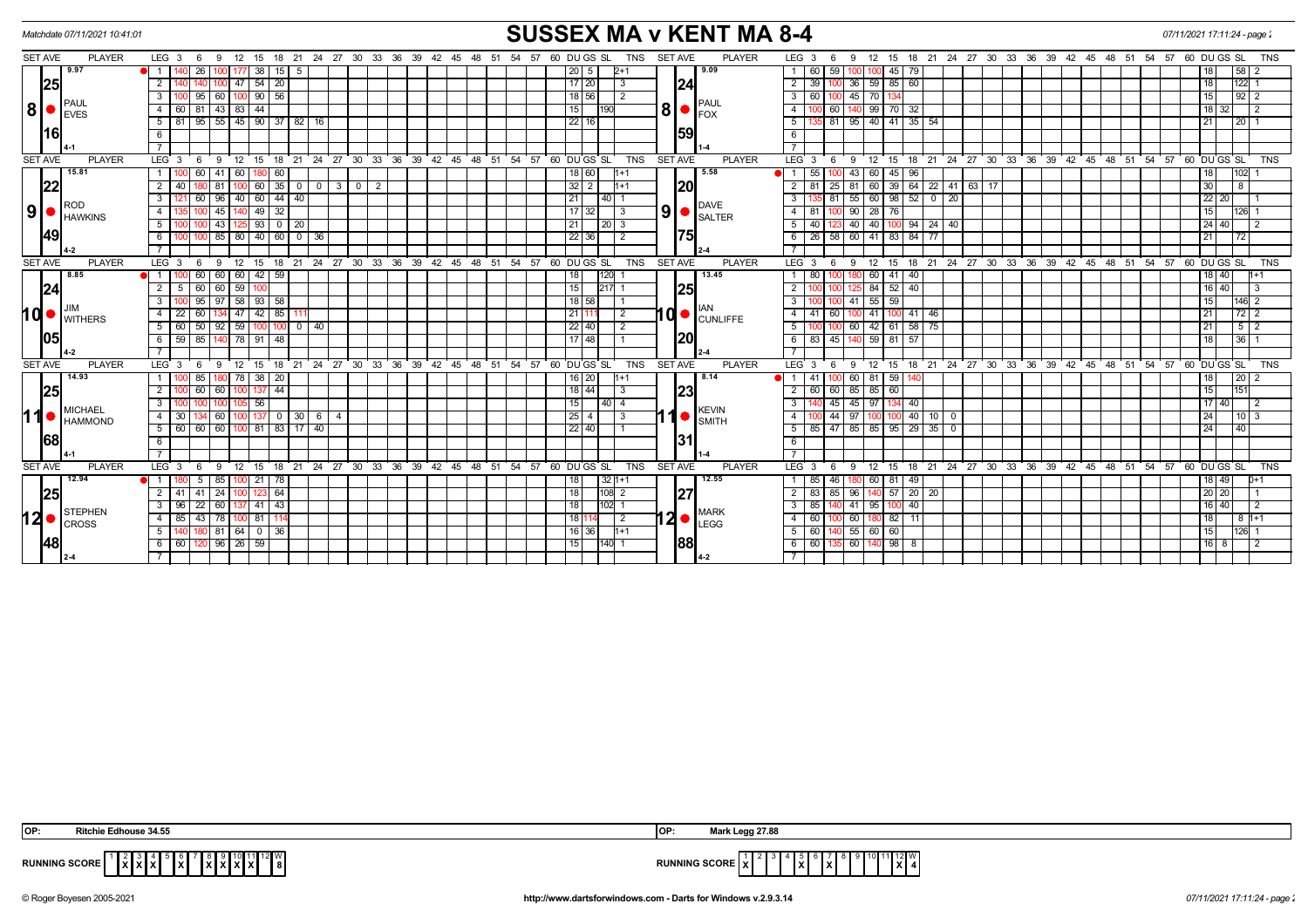# SUSSEX MA v KENT MA 8-4

Matchdate 07/11/2021 10:41:01

| SET AVE | PLAYER | LEG | 3 | 6 | 9 | 12 | 15 | 18 | 21 | 24 | 27 | 30 | DU | GS | SL | TNS | SET AVE | PLAYER | LEG | 3 | 6 | 9 | 12 | 15 | 18 | 21 | 24 | 27 | 30 | DU | GS | SL | TNS |
|---|---|---|---|---|---|---|---|---|---|---|---|---|---|---|---|---|---|---|---|---|---|---|---|---|---|---|---|---|---|---|---|---|---|
| 9.97 / 25 | 8 PAUL EVES | 1 | 140 | 26 | 100 | 177 | 38 | 15 | 5 | | | | 20 | 5 | | 2+1 | 9.09 / 24 | 8 PAUL FOX | 1 | 60 | 59 | 100 | 100 | 45 | 79 | | | | | 18 | | 58 | 2 |
| | | 2 | 140 | 140 | 100 | 47 | 54 | 20 | | | | | 17 | 20 | | 3 | | | 2 | 39 | 100 | 36 | 59 | 85 | 60 | | | | | 18 | | 122 | 1 |
| | | 3 | 100 | 95 | 60 | 100 | 90 | 56 | | | | | 18 | 56 | | 2 | | | 3 | 60 | 100 | 45 | 70 | 134 | | | | | | 15 | | 92 | 2 |
| 16 | | 4 | 60 | 81 | 43 | 83 | 44 | | | | | | 15 | | 190 | | 59 | | 4 | 100 | 60 | 140 | 99 | 70 | 32 | | | | | 18 | 32 | | 2 |
| | 4-1 | 5 | 81 | 95 | 55 | 45 | 90 | 37 | 82 | 16 | | | 22 | 16 | | | | 1-4 | 5 | 135 | 81 | 95 | 40 | 41 | 35 | 54 | | | | 21 | | 20 | 1 |
| 15.81 / 22 | 9 ROD HAWKINS | 1 | 100 | 60 | 41 | 60 | 180 | 60 | | | | | 18 | 60 | | 1+1 | 5.58 / 20 | 9 DAVE SALTER | 1 | 55 | 100 | 43 | 60 | 45 | 96 | | | | | 18 | | 102 | 1 |
| | | 2 | 40 | 180 | 81 | 100 | 60 | 35 | 0 | 0 | 3 | 0 | 32 | 2 | | 1+1 | | | 2 | 81 | 25 | 81 | 60 | 39 | 64 | 22 | 41 | 63 | 17 | 30 | | 8 | |
| | | 3 | 121 | 60 | 96 | 40 | 60 | 44 | 40 | | | | 21 | | 40 | 1 | | | 3 | 135 | 81 | 55 | 60 | 98 | 52 | 0 | 20 | | | 22 | 20 | | 1 |
| 49 | | 4 | 135 | 100 | 45 | 140 | 49 | 32 | | | | | 17 | 32 | | 3 | 75 | | 4 | 81 | 100 | 90 | 28 | 76 | | | | | | 15 | | 126 | 1 |
| | | 5 | 100 | 100 | 43 | 125 | 93 | 0 | 20 | | | | 21 | | 20 | 3 | | | 5 | 40 | 123 | 40 | 40 | 100 | 94 | 24 | 40 | | | 24 | 40 | | 2 |
| | 4-2 | 6 | 100 | 100 | 85 | 80 | 40 | 60 | 0 | 36 | | | 22 | 36 | | 2 | | 2-4 | 6 | 26 | 58 | 60 | 41 | 83 | 84 | 77 | | | | 21 | | 72 | |
| 8.85 / 24 | 10 JIM WITHERS | 1 | 100 | 60 | 60 | 60 | 42 | 59 | | | | | 18 | | 120 | 1 | 13.45 / 25 | 10 IAN CUNLIFFE | 1 | 80 | 100 | 180 | 60 | 41 | 40 | | | | | 18 | 40 | | 1+1 |
| | | 2 | 5 | 60 | 60 | 59 | 100 | | | | | | 15 | | 217 | 1 | | | 2 | 100 | 100 | 125 | 84 | 52 | 40 | | | | | 16 | 40 | | 3 |
| | | 3 | 100 | 95 | 97 | 58 | 93 | 58 | | | | | 18 | 58 | | 1 | | | 3 | 100 | 100 | 41 | 55 | 59 | | | | | | 15 | | 146 | 2 |
| 05 | | 4 | 22 | 60 | 134 | 47 | 42 | 85 | 111 | | | | 21 | 111 | | 2 | 20 | | 4 | 41 | 60 | 100 | 41 | 100 | 41 | 46 | | | | 21 | | 72 | 2 |
| | | 5 | 60 | 50 | 92 | 59 | 100 | 100 | 0 | 40 | | | 22 | 40 | | 2 | | | 5 | 100 | 100 | 60 | 42 | 61 | 58 | 75 | | | | 21 | | 5 | 2 |
| | 4-2 | 6 | 59 | 85 | 140 | 78 | 91 | 48 | | | | | 17 | 48 | | 1 | | 2-4 | 6 | 83 | 45 | 140 | 59 | 81 | 57 | | | | | 18 | | 36 | 1 |
| 14.93 / 25 | 11 MICHAEL HAMMOND | 1 | 100 | 85 | 180 | 78 | 38 | 20 | | | | | 16 | 20 | | 1+1 | 8.14 / 23 | 11 KEVIN SMITH | 1 | 41 | 100 | 60 | 81 | 59 | 140 | | | | | 18 | | 20 | 2 |
| | | 2 | 100 | 60 | 60 | 100 | 137 | 44 | | | | | 18 | 44 | | 3 | | | 2 | 60 | 60 | 85 | 85 | 60 | | | | | | 15 | | 151 | |
| | | 3 | 100 | 100 | 100 | 105 | 56 | | | | | | 15 | | 40 | 4 | | | 3 | 140 | 45 | 45 | 97 | 134 | 40 | | | | | 17 | 40 | | 2 |
| 68 | | 4 | 30 | 134 | 60 | 100 | 137 | 0 | 30 | 6 | 4 | | 25 | 4 | | 3 | 31 | | 4 | 100 | 44 | 97 | 100 | 100 | 40 | 10 | 0 | | | 24 | | 10 | 3 |
| | 4-1 | 5 | 60 | 60 | 60 | 100 | 81 | 83 | 17 | 40 | | | 22 | 40 | | 1 | | 1-4 | 5 | 85 | 47 | 85 | 85 | 95 | 29 | 35 | 0 | | | 24 | | 40 | |
| 12.94 / 25 | 12 STEPHEN CROSS | 1 | 180 | 5 | 85 | 100 | 21 | 78 | | | | | 18 | | 32 | 1+1 | 12.55 / 27 | 12 MARK LEGG | 1 | 85 | 46 | 180 | 60 | 81 | 49 | | | | | 18 | 49 | | 0+1 |
| | | 2 | 41 | 41 | 24 | 100 | 123 | 64 | | | | | 18 | | 108 | 2 | | | 2 | 83 | 85 | 96 | 140 | 57 | 20 | 20 | | | | 20 | 20 | | 1 |
| | | 3 | 96 | 22 | 60 | 137 | 41 | 43 | | | | | 18 | | 102 | 1 | | | 3 | 85 | 140 | 41 | 95 | 100 | 40 | | | | | 16 | 40 | | 2 |
| 48 | | 4 | 85 | 43 | 78 | 100 | 81 | 114 | | | | | 18 | 114 | | 2 | 88 | | 4 | 60 | 100 | 60 | 180 | 82 | 11 | | | | | 18 | | 8 | 1+1 |
| | | 5 | 140 | 180 | 81 | 64 | 0 | 36 | | | | | 16 | 36 | | 1+1 | | | 5 | 60 | 140 | 55 | 60 | 60 | | | | | | 15 | | 126 | 1 |
| | 2-4 | 6 | 60 | 120 | 96 | 26 | 59 | | | | | | 15 | | 140 | 1 | | 4-2 | 6 | 60 | 135 | 60 | 140 | 98 | 8 | | | | | 16 | 8 | | 2 |

OP: Ritchie Edhouse 34.55 | OP: Mark Legg 27.88

| RUNNING SCORE | 1 | 2 | 3 | 4 | 5 | 6 | 7 | 8 | 9 | 10 | 11 | 12 | W |
|---|---|---|---|---|---|---|---|---|---|---|---|---|---|
| SUSSEX | X | X | X | | | X | | X | X | X | X | | 8 |
| KENT | X | | | | X | | X | | | | | X | 4 |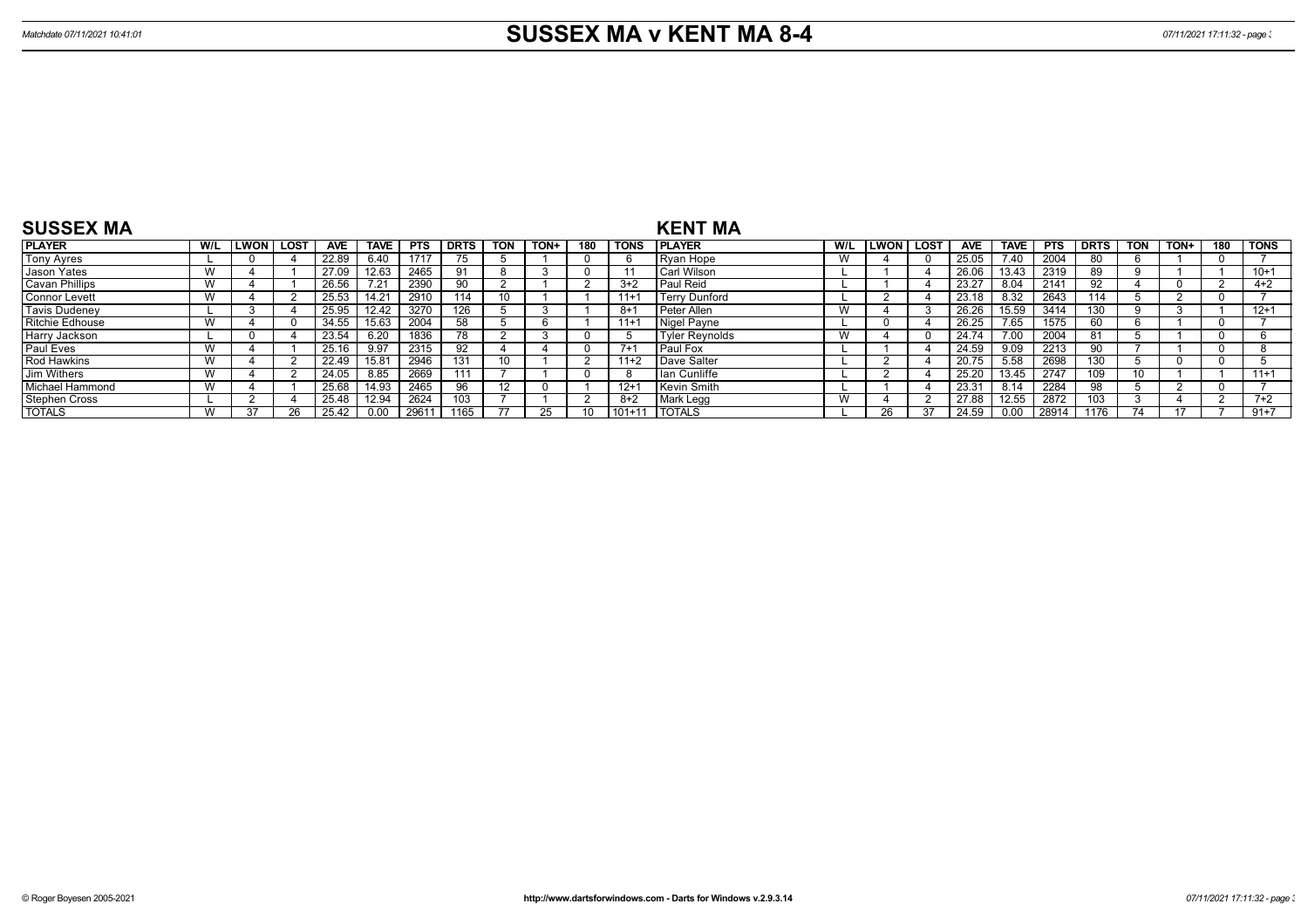# SUSSEX MA v KENT MA 8-4

Matchdate 07/11/2021 10:41:01

## SUSSEX MA

| PLAYER | W/L | LWON | LOST | AVE | TAVE | PTS | DRTS | TON | TON+ | 180 | TONS |
|---|---|---|---|---|---|---|---|---|---|---|---|
| Tony Ayres | L | 0 | 4 | 22.89 | 6.40 | 1717 | 75 | 5 | 1 | 0 | 6 |
| Jason Yates | W | 4 | 1 | 27.09 | 12.63 | 2465 | 91 | 8 | 3 | 0 | 11 |
| Cavan Phillips | W | 4 | 1 | 26.56 | 7.21 | 2390 | 90 | 2 | 1 | 2 | 3+2 |
| Connor Levett | W | 4 | 2 | 25.53 | 14.21 | 2910 | 114 | 10 | 1 | 1 | 11+1 |
| Tavis Dudeney | L | 3 | 4 | 25.95 | 12.42 | 3270 | 126 | 5 | 3 | 1 | 8+1 |
| Ritchie Edhouse | W | 4 | 0 | 34.55 | 15.63 | 2004 | 58 | 5 | 6 | 1 | 11+1 |
| Harry Jackson | L | 0 | 4 | 23.54 | 6.20 | 1836 | 78 | 2 | 3 | 0 | 5 |
| Paul Eves | W | 4 | 1 | 25.16 | 9.97 | 2315 | 92 | 4 | 4 | 0 | 7+1 |
| Rod Hawkins | W | 4 | 2 | 22.49 | 15.81 | 2946 | 131 | 10 | 1 | 2 | 11+2 |
| Jim Withers | W | 4 | 2 | 24.05 | 8.85 | 2669 | 111 | 7 | 1 | 0 | 8 |
| Michael Hammond | W | 4 | 1 | 25.68 | 14.93 | 2465 | 96 | 12 | 0 | 1 | 12+1 |
| Stephen Cross | L | 2 | 4 | 25.48 | 12.94 | 2624 | 103 | 7 | 1 | 2 | 8+2 |
| TOTALS | W | 37 | 26 | 25.42 | 0.00 | 29611 | 1165 | 77 | 25 | 10 | 101+11 |

## KENT MA

| PLAYER | W/L | LWON | LOST | AVE | TAVE | PTS | DRTS | TON | TON+ | 180 | TONS |
|---|---|---|---|---|---|---|---|---|---|---|---|
| Ryan Hope | W | 4 | 0 | 25.05 | 7.40 | 2004 | 80 | 6 | 1 | 0 | 7 |
| Carl Wilson | L | 1 | 4 | 26.06 | 13.43 | 2319 | 89 | 9 | 1 | 1 | 10+1 |
| Paul Reid | L | 1 | 4 | 23.27 | 8.04 | 2141 | 92 | 4 | 0 | 2 | 4+2 |
| Terry Dunford | L | 2 | 4 | 23.18 | 8.32 | 2643 | 114 | 5 | 2 | 0 | 7 |
| Peter Allen | W | 4 | 3 | 26.26 | 15.59 | 3414 | 130 | 9 | 3 | 1 | 12+1 |
| Nigel Payne | L | 0 | 4 | 26.25 | 7.65 | 1575 | 60 | 6 | 1 | 0 | 7 |
| Tyler Reynolds | W | 4 | 0 | 24.74 | 7.00 | 2004 | 81 | 5 | 1 | 0 | 6 |
| Paul Fox | L | 1 | 4 | 24.59 | 9.09 | 2213 | 90 | 7 | 1 | 0 | 8 |
| Dave Salter | L | 2 | 4 | 20.75 | 5.58 | 2698 | 130 | 5 | 0 | 0 | 5 |
| Ian Cunliffe | L | 2 | 4 | 25.20 | 13.45 | 2747 | 109 | 10 | 1 | 1 | 11+1 |
| Kevin Smith | L | 1 | 4 | 23.31 | 8.14 | 2284 | 98 | 5 | 2 | 0 | 7 |
| Mark Legg | W | 4 | 2 | 27.88 | 12.55 | 2872 | 103 | 3 | 4 | 2 | 7+2 |
| TOTALS | L | 26 | 37 | 24.59 | 0.00 | 28914 | 1176 | 74 | 17 | 7 | 91+7 |